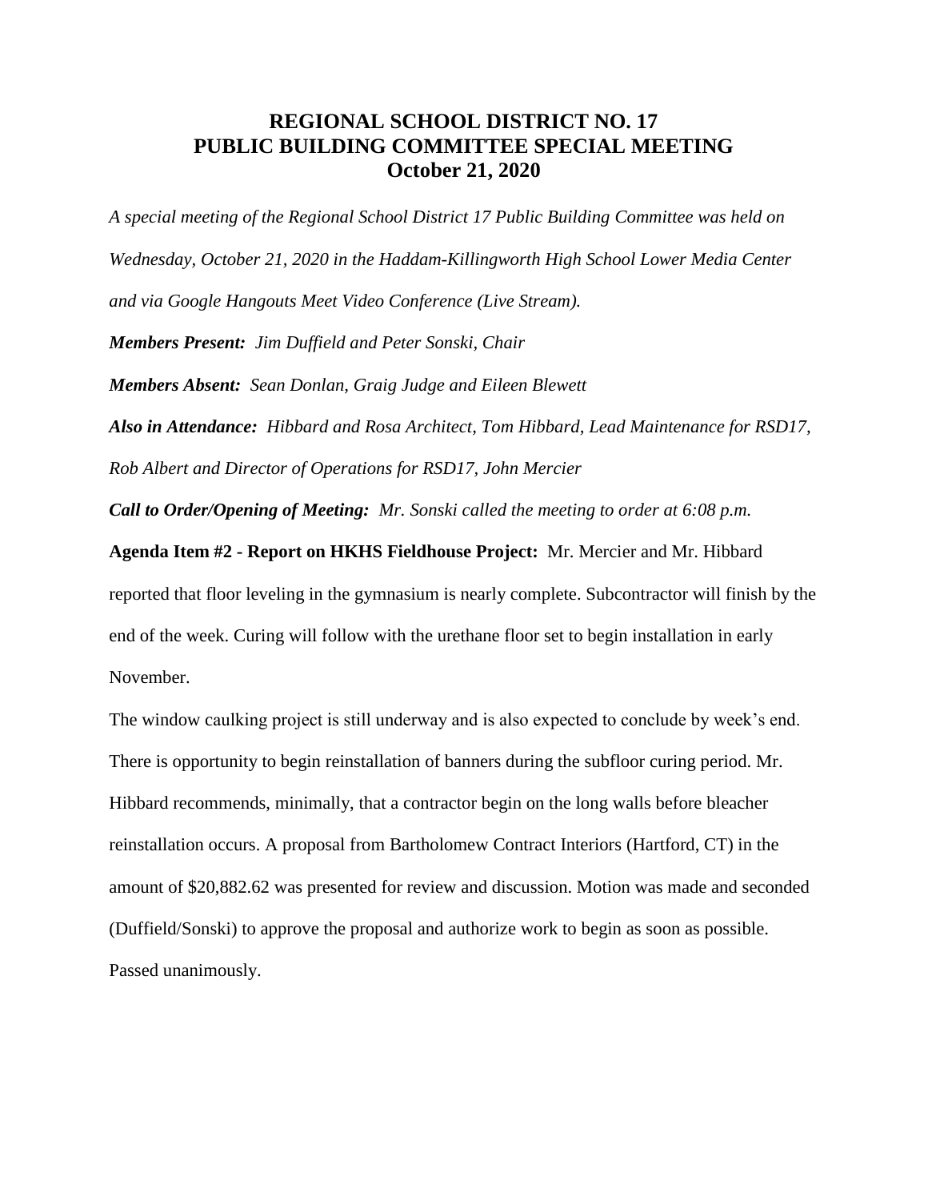# REGIONAL SCHOOL DISTRICT NO. 17
# PUBLIC BUILDING COMMITTEE SPECIAL MEETING
# October 21, 2020

*A special meeting of the Regional School District 17 Public Building Committee was held on Wednesday, October 21, 2020 in the Haddam-Killingworth High School Lower Media Center and via Google Hangouts Meet Video Conference (Live Stream).*

***Members Present:*** *Jim Duffield and Peter Sonski, Chair*

***Members Absent:*** *Sean Donlan, Graig Judge and Eileen Blewett*

***Also in Attendance:*** *Hibbard and Rosa Architect, Tom Hibbard, Lead Maintenance for RSD17, Rob Albert and Director of Operations for RSD17, John Mercier*

***Call to Order/Opening of Meeting:*** *Mr. Sonski called the meeting to order at 6:08 p.m.*

**Agenda Item #2 - Report on HKHS Fieldhouse Project:** Mr. Mercier and Mr. Hibbard reported that floor leveling in the gymnasium is nearly complete. Subcontractor will finish by the end of the week. Curing will follow with the urethane floor set to begin installation in early November.

The window caulking project is still underway and is also expected to conclude by week's end. There is opportunity to begin reinstallation of banners during the subfloor curing period. Mr. Hibbard recommends, minimally, that a contractor begin on the long walls before bleacher reinstallation occurs. A proposal from Bartholomew Contract Interiors (Hartford, CT) in the amount of $20,882.62 was presented for review and discussion. Motion was made and seconded (Duffield/Sonski) to approve the proposal and authorize work to begin as soon as possible. Passed unanimously.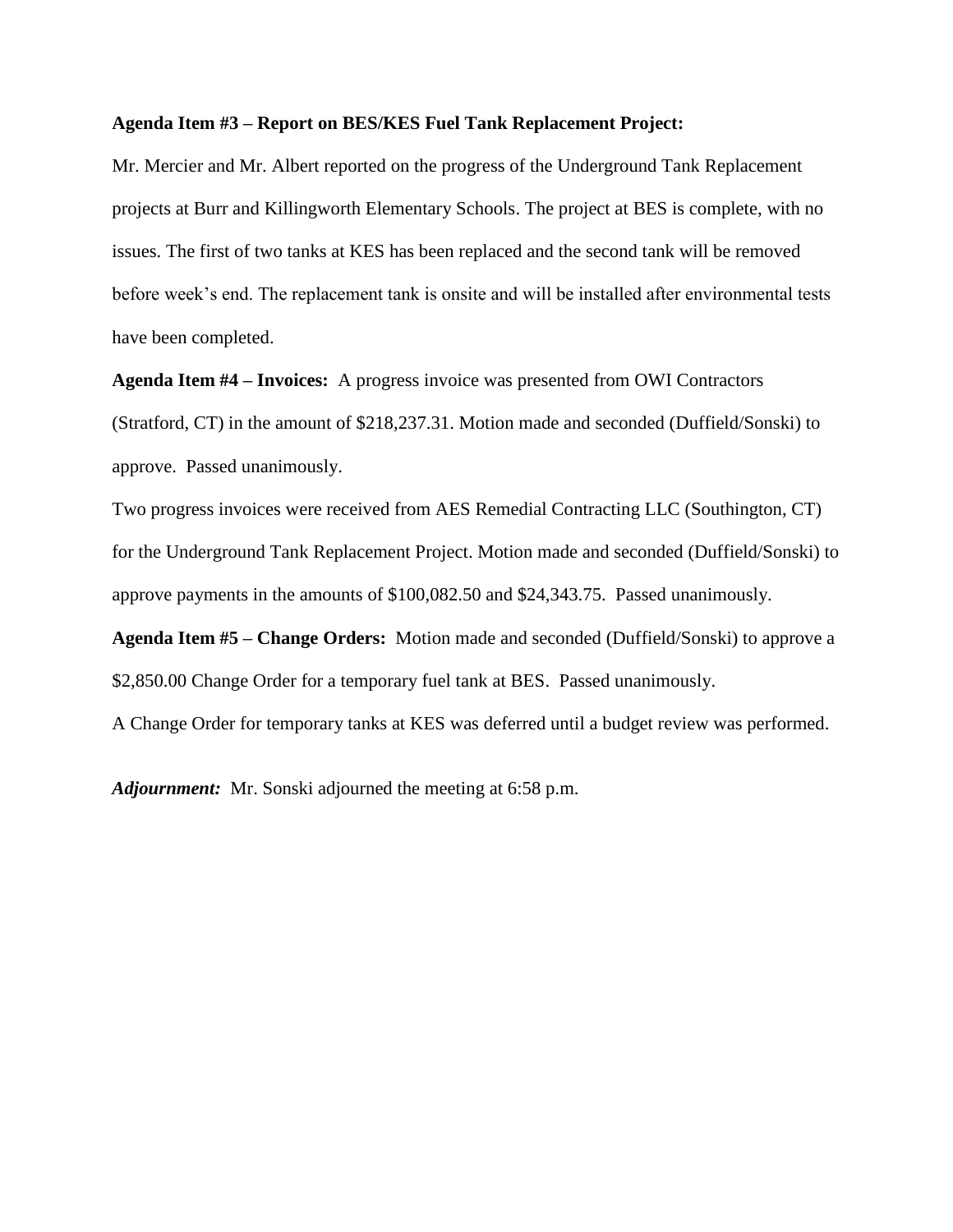**Agenda Item #3 – Report on BES/KES Fuel Tank Replacement Project:**

Mr. Mercier and Mr. Albert reported on the progress of the Underground Tank Replacement projects at Burr and Killingworth Elementary Schools. The project at BES is complete, with no issues. The first of two tanks at KES has been replaced and the second tank will be removed before week's end. The replacement tank is onsite and will be installed after environmental tests have been completed.

**Agenda Item #4 – Invoices:** A progress invoice was presented from OWI Contractors (Stratford, CT) in the amount of $218,237.31. Motion made and seconded (Duffield/Sonski) to approve. Passed unanimously.

Two progress invoices were received from AES Remedial Contracting LLC (Southington, CT) for the Underground Tank Replacement Project. Motion made and seconded (Duffield/Sonski) to approve payments in the amounts of $100,082.50 and $24,343.75. Passed unanimously.

**Agenda Item #5 – Change Orders:** Motion made and seconded (Duffield/Sonski) to approve a $2,850.00 Change Order for a temporary fuel tank at BES. Passed unanimously.

A Change Order for temporary tanks at KES was deferred until a budget review was performed.

***Adjournment:*** Mr. Sonski adjourned the meeting at 6:58 p.m.